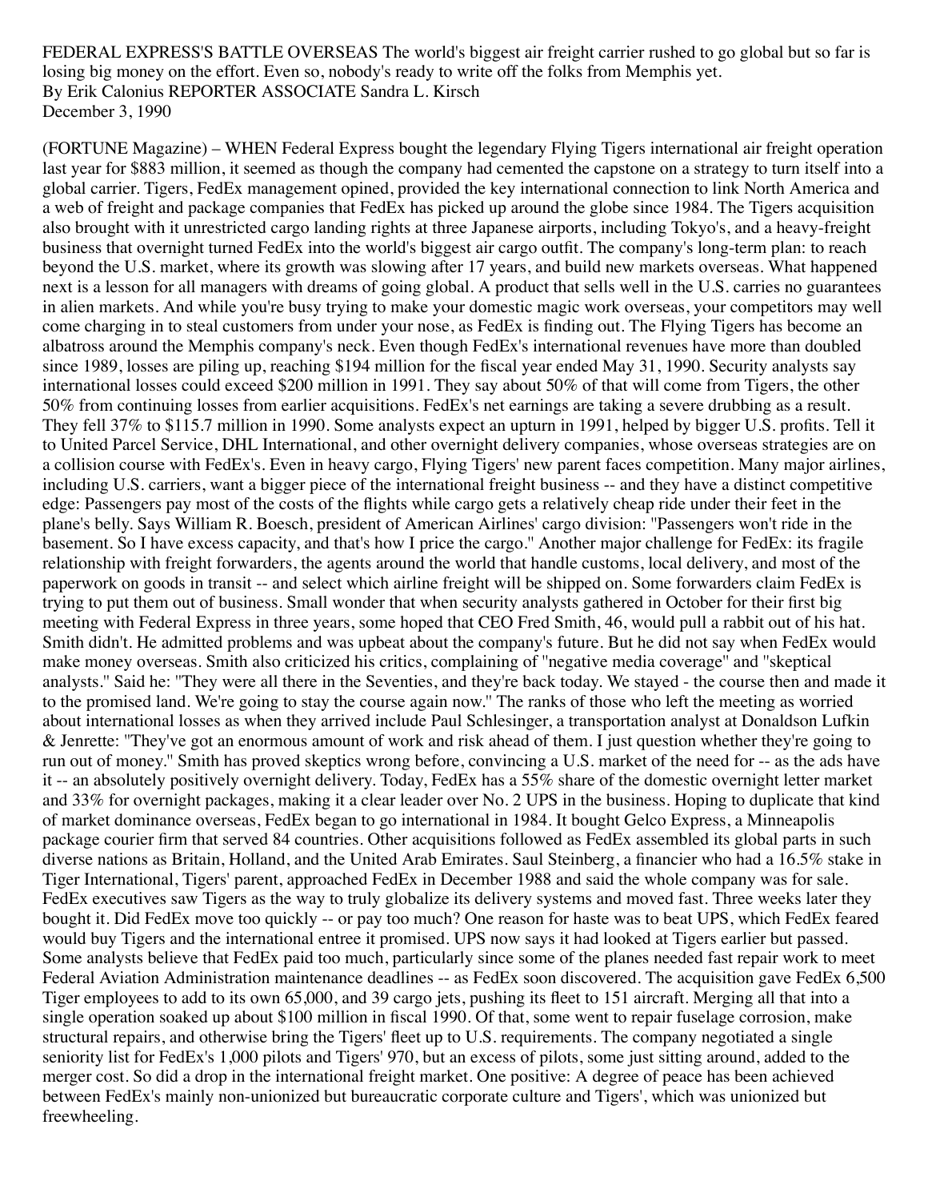FEDERAL EXPRESS'S BATTLE OVERSEAS The world's biggest air freight carrier rushed to go global but so far is losing big money on the effort. Even so, nobody's ready to write off the folks from Memphis yet.
By Erik Calonius REPORTER ASSOCIATE Sandra L. Kirsch
December 3, 1990

(FORTUNE Magazine) – WHEN Federal Express bought the legendary Flying Tigers international air freight operation last year for $883 million, it seemed as though the company had cemented the capstone on a strategy to turn itself into a global carrier. Tigers, FedEx management opined, provided the key international connection to link North America and a web of freight and package companies that FedEx has picked up around the globe since 1984. The Tigers acquisition also brought with it unrestricted cargo landing rights at three Japanese airports, including Tokyo's, and a heavy-freight business that overnight turned FedEx into the world's biggest air cargo outfit. The company's long-term plan: to reach beyond the U.S. market, where its growth was slowing after 17 years, and build new markets overseas. What happened next is a lesson for all managers with dreams of going global. A product that sells well in the U.S. carries no guarantees in alien markets. And while you're busy trying to make your domestic magic work overseas, your competitors may well come charging in to steal customers from under your nose, as FedEx is finding out. The Flying Tigers has become an albatross around the Memphis company's neck. Even though FedEx's international revenues have more than doubled since 1989, losses are piling up, reaching $194 million for the fiscal year ended May 31, 1990. Security analysts say international losses could exceed $200 million in 1991. They say about 50% of that will come from Tigers, the other 50% from continuing losses from earlier acquisitions. FedEx's net earnings are taking a severe drubbing as a result. They fell 37% to $115.7 million in 1990. Some analysts expect an upturn in 1991, helped by bigger U.S. profits. Tell it to United Parcel Service, DHL International, and other overnight delivery companies, whose overseas strategies are on a collision course with FedEx's. Even in heavy cargo, Flying Tigers' new parent faces competition. Many major airlines, including U.S. carriers, want a bigger piece of the international freight business -- and they have a distinct competitive edge: Passengers pay most of the costs of the flights while cargo gets a relatively cheap ride under their feet in the plane's belly. Says William R. Boesch, president of American Airlines' cargo division: "Passengers won't ride in the basement. So I have excess capacity, and that's how I price the cargo." Another major challenge for FedEx: its fragile relationship with freight forwarders, the agents around the world that handle customs, local delivery, and most of the paperwork on goods in transit -- and select which airline freight will be shipped on. Some forwarders claim FedEx is trying to put them out of business. Small wonder that when security analysts gathered in October for their first big meeting with Federal Express in three years, some hoped that CEO Fred Smith, 46, would pull a rabbit out of his hat. Smith didn't. He admitted problems and was upbeat about the company's future. But he did not say when FedEx would make money overseas. Smith also criticized his critics, complaining of "negative media coverage" and "skeptical analysts." Said he: "They were all there in the Seventies, and they're back today. We stayed - the course then and made it to the promised land. We're going to stay the course again now." The ranks of those who left the meeting as worried about international losses as when they arrived include Paul Schlesinger, a transportation analyst at Donaldson Lufkin & Jenrette: "They've got an enormous amount of work and risk ahead of them. I just question whether they're going to run out of money." Smith has proved skeptics wrong before, convincing a U.S. market of the need for -- as the ads have it -- an absolutely positively overnight delivery. Today, FedEx has a 55% share of the domestic overnight letter market and 33% for overnight packages, making it a clear leader over No. 2 UPS in the business. Hoping to duplicate that kind of market dominance overseas, FedEx began to go international in 1984. It bought Gelco Express, a Minneapolis package courier firm that served 84 countries. Other acquisitions followed as FedEx assembled its global parts in such diverse nations as Britain, Holland, and the United Arab Emirates. Saul Steinberg, a financier who had a 16.5% stake in Tiger International, Tigers' parent, approached FedEx in December 1988 and said the whole company was for sale. FedEx executives saw Tigers as the way to truly globalize its delivery systems and moved fast. Three weeks later they bought it. Did FedEx move too quickly -- or pay too much? One reason for haste was to beat UPS, which FedEx feared would buy Tigers and the international entree it promised. UPS now says it had looked at Tigers earlier but passed. Some analysts believe that FedEx paid too much, particularly since some of the planes needed fast repair work to meet Federal Aviation Administration maintenance deadlines -- as FedEx soon discovered. The acquisition gave FedEx 6,500 Tiger employees to add to its own 65,000, and 39 cargo jets, pushing its fleet to 151 aircraft. Merging all that into a single operation soaked up about $100 million in fiscal 1990. Of that, some went to repair fuselage corrosion, make structural repairs, and otherwise bring the Tigers' fleet up to U.S. requirements. The company negotiated a single seniority list for FedEx's 1,000 pilots and Tigers' 970, but an excess of pilots, some just sitting around, added to the merger cost. So did a drop in the international freight market. One positive: A degree of peace has been achieved between FedEx's mainly non-unionized but bureaucratic corporate culture and Tigers', which was unionized but freewheeling.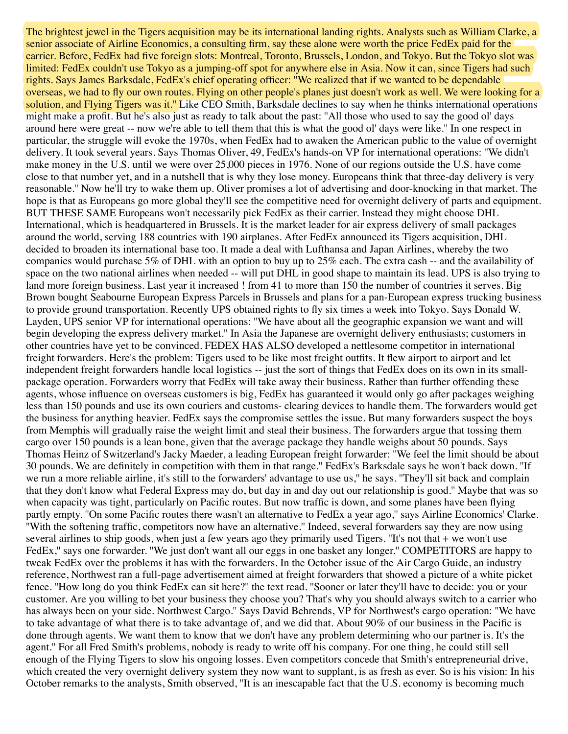The brightest jewel in the Tigers acquisition may be its international landing rights. Analysts such as William Clarke, a senior associate of Airline Economics, a consulting firm, say these alone were worth the price FedEx paid for the carrier. Before, FedEx had five foreign slots: Montreal, Toronto, Brussels, London, and Tokyo. But the Tokyo slot was limited: FedEx couldn't use Tokyo as a jumping-off spot for anywhere else in Asia. Now it can, since Tigers had such rights. Says James Barksdale, FedEx's chief operating officer: "We realized that if we wanted to be dependable overseas, we had to fly our own routes. Flying on other people's planes just doesn't work as well. We were looking for a solution, and Flying Tigers was it." Like CEO Smith, Barksdale declines to say when he thinks international operations might make a profit. But he's also just as ready to talk about the past: "All those who used to say the good ol' days around here were great -- now we're able to tell them that this is what the good ol' days were like." In one respect in particular, the struggle will evoke the 1970s, when FedEx had to awaken the American public to the value of overnight delivery. It took several years. Says Thomas Oliver, 49, FedEx's hands-on VP for international operations: "We didn't make money in the U.S. until we were over 25,000 pieces in 1976. None of our regions outside the U.S. have come close to that number yet, and in a nutshell that is why they lose money. Europeans think that three-day delivery is very reasonable." Now he'll try to wake them up. Oliver promises a lot of advertising and door-knocking in that market. The hope is that as Europeans go more global they'll see the competitive need for overnight delivery of parts and equipment. BUT THESE SAME Europeans won't necessarily pick FedEx as their carrier. Instead they might choose DHL International, which is headquartered in Brussels. It is the market leader for air express delivery of small packages around the world, serving 188 countries with 190 airplanes. After FedEx announced its Tigers acquisition, DHL decided to broaden its international base too. It made a deal with Lufthansa and Japan Airlines, whereby the two companies would purchase 5% of DHL with an option to buy up to 25% each. The extra cash -- and the availability of space on the two national airlines when needed -- will put DHL in good shape to maintain its lead. UPS is also trying to land more foreign business. Last year it increased ! from 41 to more than 150 the number of countries it serves. Big Brown bought Seabourne European Express Parcels in Brussels and plans for a pan-European express trucking business to provide ground transportation. Recently UPS obtained rights to fly six times a week into Tokyo. Says Donald W. Layden, UPS senior VP for international operations: "We have about all the geographic expansion we want and will begin developing the express delivery market." In Asia the Japanese are overnight delivery enthusiasts; customers in other countries have yet to be convinced. FEDEX HAS ALSO developed a nettlesome competitor in international freight forwarders. Here's the problem: Tigers used to be like most freight outfits. It flew airport to airport and let independent freight forwarders handle local logistics -- just the sort of things that FedEx does on its own in its small-package operation. Forwarders worry that FedEx will take away their business. Rather than further offending these agents, whose influence on overseas customers is big, FedEx has guaranteed it would only go after packages weighing less than 150 pounds and use its own couriers and customs- clearing devices to handle them. The forwarders would get the business for anything heavier. FedEx says the compromise settles the issue. But many forwarders suspect the boys from Memphis will gradually raise the weight limit and steal their business. The forwarders argue that tossing them cargo over 150 pounds is a lean bone, given that the average package they handle weighs about 50 pounds. Says Thomas Heinz of Switzerland's Jacky Maeder, a leading European freight forwarder: "We feel the limit should be about 30 pounds. We are definitely in competition with them in that range." FedEx's Barksdale says he won't back down. "If we run a more reliable airline, it's still to the forwarders' advantage to use us," he says. "They'll sit back and complain that they don't know what Federal Express may do, but day in and day out our relationship is good." Maybe that was so when capacity was tight, particularly on Pacific routes. But now traffic is down, and some planes have been flying partly empty. "On some Pacific routes there wasn't an alternative to FedEx a year ago," says Airline Economics' Clarke. "With the softening traffic, competitors now have an alternative." Indeed, several forwarders say they are now using several airlines to ship goods, when just a few years ago they primarily used Tigers. "It's not that + we won't use FedEx," says one forwarder. "We just don't want all our eggs in one basket any longer." COMPETITORS are happy to tweak FedEx over the problems it has with the forwarders. In the October issue of the Air Cargo Guide, an industry reference, Northwest ran a full-page advertisement aimed at freight forwarders that showed a picture of a white picket fence. "How long do you think FedEx can sit here?" the text read. "Sooner or later they'll have to decide: you or your customer. Are you willing to bet your business they choose you? That's why you should always switch to a carrier who has always been on your side. Northwest Cargo." Says David Behrends, VP for Northwest's cargo operation: "We have to take advantage of what there is to take advantage of, and we did that. About 90% of our business in the Pacific is done through agents. We want them to know that we don't have any problem determining who our partner is. It's the agent." For all Fred Smith's problems, nobody is ready to write off his company. For one thing, he could still sell enough of the Flying Tigers to slow his ongoing losses. Even competitors concede that Smith's entrepreneurial drive, which created the very overnight delivery system they now want to supplant, is as fresh as ever. So is his vision: In his October remarks to the analysts, Smith observed, "It is an inescapable fact that the U.S. economy is becoming much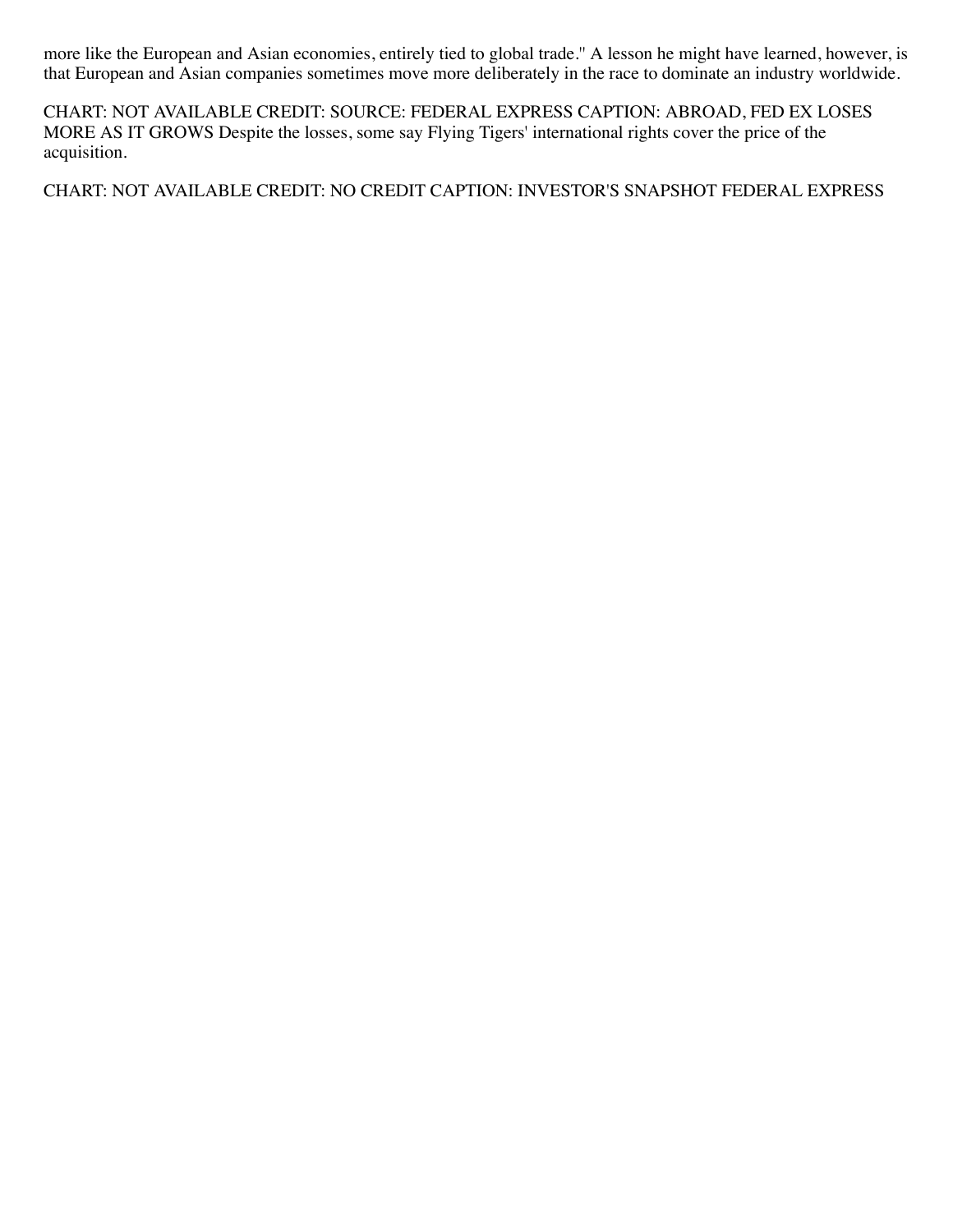more like the European and Asian economies, entirely tied to global trade." A lesson he might have learned, however, is that European and Asian companies sometimes move more deliberately in the race to dominate an industry worldwide.

CHART: NOT AVAILABLE CREDIT: SOURCE: FEDERAL EXPRESS CAPTION: ABROAD, FED EX LOSES MORE AS IT GROWS Despite the losses, some say Flying Tigers' international rights cover the price of the acquisition.

CHART: NOT AVAILABLE CREDIT: NO CREDIT CAPTION: INVESTOR'S SNAPSHOT FEDERAL EXPRESS